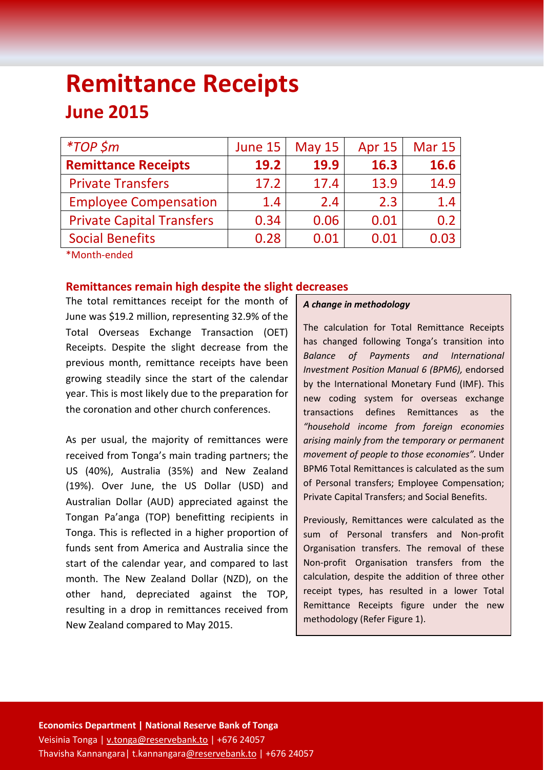# Remittance Receipts

## June 2015

| *TOP $m | June 15 | May 15 | Apr 15 | Mar 15 |
|---|---|---|---|---|
| **Remittance Receipts** | **19.2** | **19.9** | **16.3** | **16.6** |
| Private Transfers | 17.2 | 17.4 | 13.9 | 14.9 |
| Employee Compensation | 1.4 | 2.4 | 2.3 | 1.4 |
| Private Capital Transfers | 0.34 | 0.06 | 0.01 | 0.2 |
| Social Benefits | 0.28 | 0.01 | 0.01 | 0.03 |

*Month-ended

### Remittances remain high despite the slight decreases

The total remittances receipt for the month of June was $19.2 million, representing 32.9% of the Total Overseas Exchange Transaction (OET) Receipts. Despite the slight decrease from the previous month, remittance receipts have been growing steadily since the start of the calendar year. This is most likely due to the preparation for the coronation and other church conferences.

As per usual, the majority of remittances were received from Tonga's main trading partners; the US (40%), Australia (35%) and New Zealand (19%). Over June, the US Dollar (USD) and Australian Dollar (AUD) appreciated against the Tongan Pa'anga (TOP) benefitting recipients in Tonga. This is reflected in a higher proportion of funds sent from America and Australia since the start of the calendar year, and compared to last month. The New Zealand Dollar (NZD), on the other hand, depreciated against the TOP, resulting in a drop in remittances received from New Zealand compared to May 2015.

***A change in methodology***

The calculation for Total Remittance Receipts has changed following Tonga's transition into *Balance of Payments and International Investment Position Manual 6 (BPM6),* endorsed by the International Monetary Fund (IMF). This new coding system for overseas exchange transactions defines Remittances as the *"household income from foreign economies arising mainly from the temporary or permanent movement of people to those economies".* Under BPM6 Total Remittances is calculated as the sum of Personal transfers; Employee Compensation; Private Capital Transfers; and Social Benefits.

Previously, Remittances were calculated as the sum of Personal transfers and Non-profit Organisation transfers. The removal of these Non-profit Organisation transfers from the calculation, despite the addition of three other receipt types, has resulted in a lower Total Remittance Receipts figure under the new methodology (Refer Figure 1).

**Economics Department | National Reserve Bank of Tonga**
Veisinia Tonga | v.tonga@reservebank.to | +676 24057
Thavisha Kannangara| t.kannangara@reservebank.to | +676 24057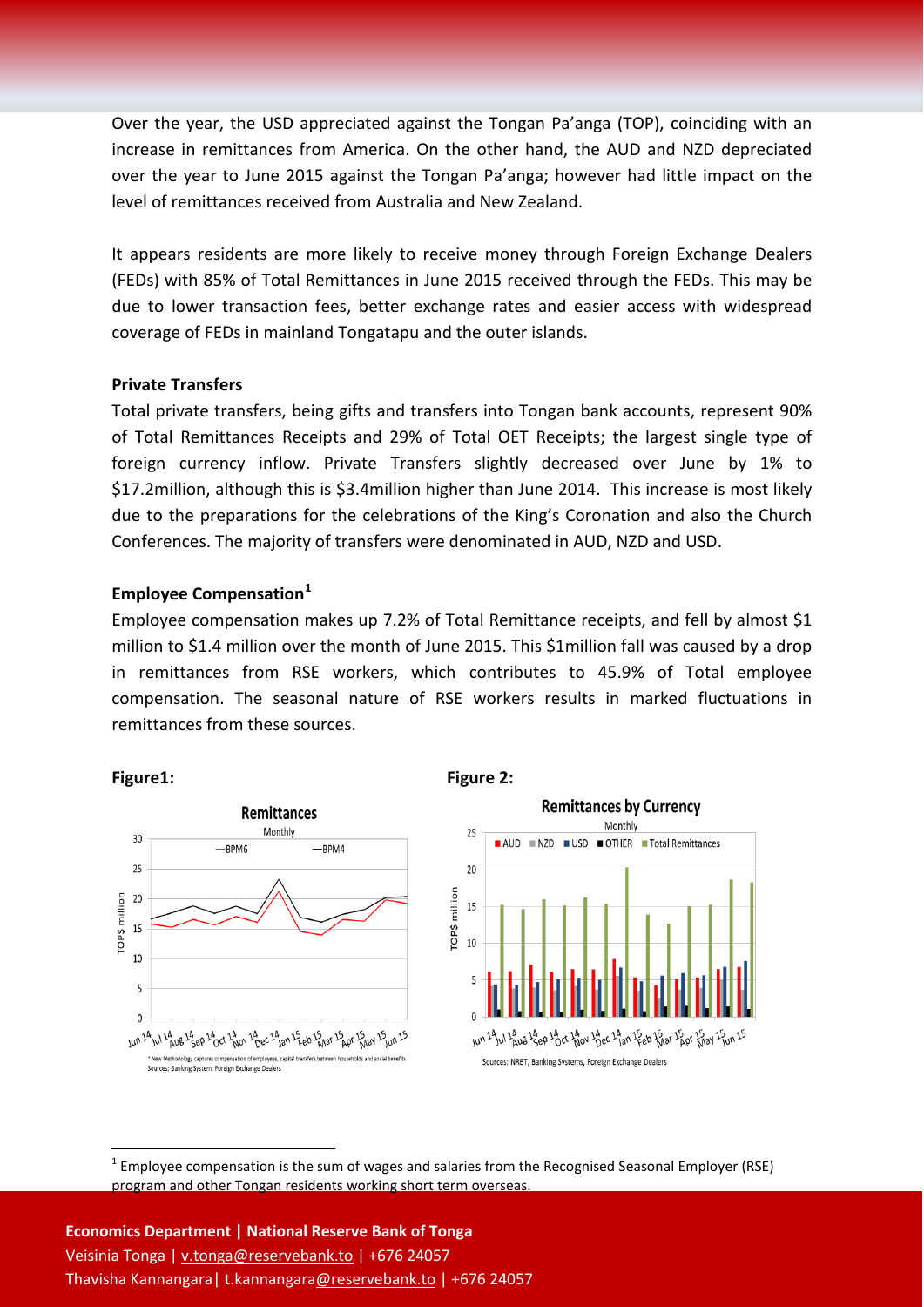Over the year, the USD appreciated against the Tongan Pa'anga (TOP), coinciding with an increase in remittances from America. On the other hand, the AUD and NZD depreciated over the year to June 2015 against the Tongan Pa'anga; however had little impact on the level of remittances received from Australia and New Zealand.

It appears residents are more likely to receive money through Foreign Exchange Dealers (FEDs) with 85% of Total Remittances in June 2015 received through the FEDs. This may be due to lower transaction fees, better exchange rates and easier access with widespread coverage of FEDs in mainland Tongatapu and the outer islands.

**Private Transfers**

Total private transfers, being gifts and transfers into Tongan bank accounts, represent 90% of Total Remittances Receipts and 29% of Total OET Receipts; the largest single type of foreign currency inflow. Private Transfers slightly decreased over June by 1% to \$17.2million, although this is \$3.4million higher than June 2014. This increase is most likely due to the preparations for the celebrations of the King's Coronation and also the Church Conferences. The majority of transfers were denominated in AUD, NZD and USD.

**Employee Compensation[1]**

Employee compensation makes up 7.2% of Total Remittance receipts, and fell by almost \$1 million to \$1.4 million over the month of June 2015. This \$1million fall was caused by a drop in remittances from RSE workers, which contributes to 45.9% of Total employee compensation. The seasonal nature of RSE workers results in marked fluctuations in remittances from these sources.

**Figure1:**

**Remittances**
Monthly

* New Methodology captures compensation of employees, capital transfers between households and social benefits
Sources: Banking System; Foreign Exchange Dealers

**Figure 2:**

**Remittances by Currency**
Monthly

Sources: NRBT, Banking Systems, Foreign Exchange Dealers

[1] Employee compensation is the sum of wages and salaries from the Recognised Seasonal Employer (RSE) program and other Tongan residents working short term overseas.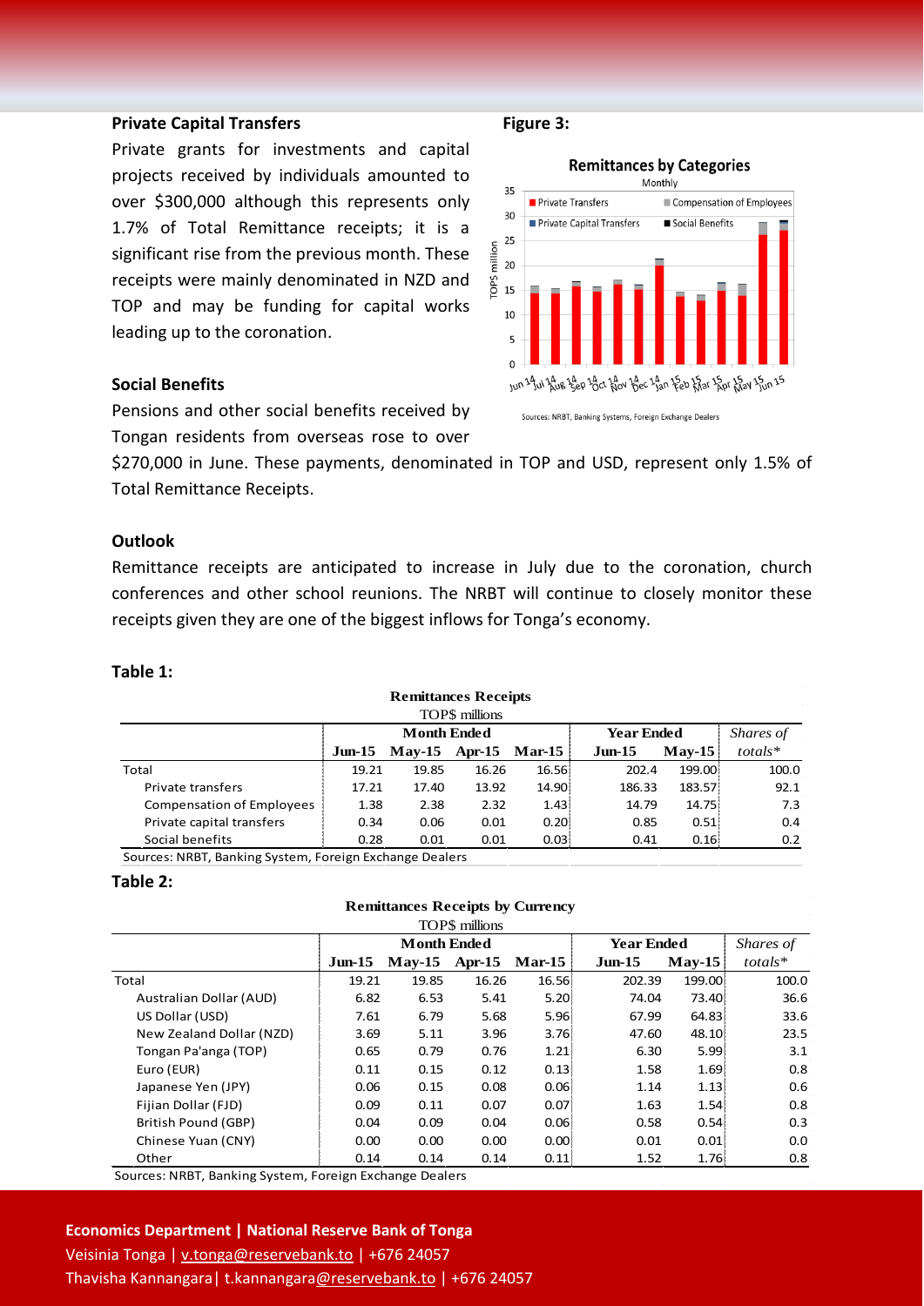## Private Capital Transfers

Private grants for investments and capital projects received by individuals amounted to over $300,000 although this represents only 1.7% of Total Remittance receipts; it is a significant rise from the previous month. These receipts were mainly denominated in NZD and TOP and may be funding for capital works leading up to the coronation.

**Figure 3:**

Remittances by Categories

Monthly

Private Transfers
Compensation of Employees
Private Capital Transfers
Social Benefits

TOP$ million

35
30
25
20
15
10
5
0

Jun 14 Jul 14 Aug 14 Sep 14 Oct 14 Nov 14 Dec 14 Jan 15 Feb 15 Mar 15 Apr 15 May 15 Jun 15

Sources: NRBT, Banking Systems, Foreign Exchange Dealers

## Social Benefits

Pensions and other social benefits received by Tongan residents from overseas rose to over $270,000 in June. These payments, denominated in TOP and USD, represent only 1.5% of Total Remittance Receipts.

## Outlook

Remittance receipts are anticipated to increase in July due to the coronation, church conferences and other school reunions. The NRBT will continue to closely monitor these receipts given they are one of the biggest inflows for Tonga's economy.

**Table 1:**

**Remittances Receipts**

TOP$ millions

| | Month Ended | | | | Year Ended | | *Shares of* |
|---|---|---|---|---|---|---|---|
| | **Jun-15** | **May-15** | **Apr-15** | **Mar-15** | **Jun-15** | **May-15** | *totals** |
| Total | 19.21 | 19.85 | 16.26 | 16.56 | 202.4 | 199.00 | 100.0 |
| Private transfers | 17.21 | 17.40 | 13.92 | 14.90 | 186.33 | 183.57 | 92.1 |
| Compensation of Employees | 1.38 | 2.38 | 2.32 | 1.43 | 14.79 | 14.75 | 7.3 |
| Private capital transfers | 0.34 | 0.06 | 0.01 | 0.20 | 0.85 | 0.51 | 0.4 |
| Social benefits | 0.28 | 0.01 | 0.01 | 0.03 | 0.41 | 0.16 | 0.2 |

Sources: NRBT, Banking System, Foreign Exchange Dealers

**Table 2:**

**Remittances Receipts by Currency**

TOP$ millions

| | Month Ended | | | | Year Ended | | *Shares of* |
|---|---|---|---|---|---|---|---|
| | **Jun-15** | **May-15** | **Apr-15** | **Mar-15** | **Jun-15** | **May-15** | *totals** |
| Total | 19.21 | 19.85 | 16.26 | 16.56 | 202.39 | 199.00 | 100.0 |
| Australian Dollar (AUD) | 6.82 | 6.53 | 5.41 | 5.20 | 74.04 | 73.40 | 36.6 |
| US Dollar (USD) | 7.61 | 6.79 | 5.68 | 5.96 | 67.99 | 64.83 | 33.6 |
| New Zealand Dollar (NZD) | 3.69 | 5.11 | 3.96 | 3.76 | 47.60 | 48.10 | 23.5 |
| Tongan Pa'anga (TOP) | 0.65 | 0.79 | 0.76 | 1.21 | 6.30 | 5.99 | 3.1 |
| Euro (EUR) | 0.11 | 0.15 | 0.12 | 0.13 | 1.58 | 1.69 | 0.8 |
| Japanese Yen (JPY) | 0.06 | 0.15 | 0.08 | 0.06 | 1.14 | 1.13 | 0.6 |
| Fijian Dollar (FJD) | 0.09 | 0.11 | 0.07 | 0.07 | 1.63 | 1.54 | 0.8 |
| British Pound (GBP) | 0.04 | 0.09 | 0.04 | 0.06 | 0.58 | 0.54 | 0.3 |
| Chinese Yuan (CNY) | 0.00 | 0.00 | 0.00 | 0.00 | 0.01 | 0.01 | 0.0 |
| Other | 0.14 | 0.14 | 0.14 | 0.11 | 1.52 | 1.76 | 0.8 |

Sources: NRBT, Banking System, Foreign Exchange Dealers

**Economics Department | National Reserve Bank of Tonga**

Veisinia Tonga | v.tonga@reservebank.to | +676 24057

Thavisha Kannangara | t.kannangara@reservebank.to | +676 24057